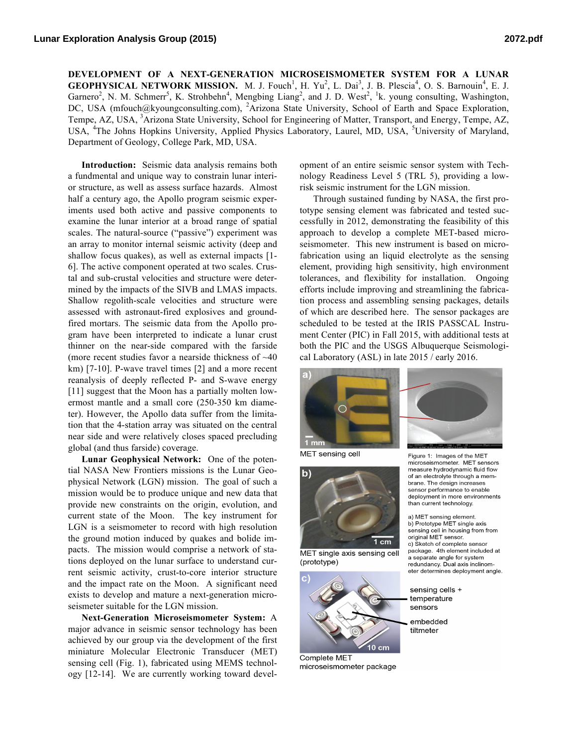# DEVELOPMENT OF A NEXT-GENERATION MICROSEISMOMETER SYSTEM FOR A LUNAR GEOPHYSICAL NETWORK MISSION.

M. J. Fouch[1], H. Yu[2], L. Dai[3], J. B. Plescia[4], O. S. Barnouin[4], E. J. Garnero[2], N. M. Schmerr[5], K. Strohbehn[4], Mengbing Liang[2], and J. D. West[2], [1]k. young consulting, Washington, DC, USA (mfouch@kyoungconsulting.com), [2]Arizona State University, School of Earth and Space Exploration, Tempe, AZ, USA, [3]Arizona State University, School for Engineering of Matter, Transport, and Energy, Tempe, AZ, USA, [4]The Johns Hopkins University, Applied Physics Laboratory, Laurel, MD, USA, [5]University of Maryland, Department of Geology, College Park, MD, USA.

**Introduction:** Seismic data analysis remains both a fundmental and unique way to constrain lunar interior structure, as well as assess surface hazards. Almost half a century ago, the Apollo program seismic experiments used both active and passive components to examine the lunar interior at a broad range of spatial scales. The natural-source ("passive") experiment was an array to monitor internal seismic activity (deep and shallow focus quakes), as well as external impacts [1-6]. The active component operated at two scales. Crustal and sub-crustal velocities and structure were determined by the impacts of the SIVB and LMAS impacts. Shallow regolith-scale velocities and structure were assessed with astronaut-fired explosives and ground-fired mortars. The seismic data from the Apollo program have been interpreted to indicate a lunar crust thinner on the near-side compared with the farside (more recent studies favor a nearside thickness of ~40 km) [7-10]. P-wave travel times [2] and a more recent reanalysis of deeply reflected P- and S-wave energy [11] suggest that the Moon has a partially molten lowermost mantle and a small core (250-350 km diameter). However, the Apollo data suffer from the limitation that the 4-station array was situated on the central near side and were relatively closes spaced precluding global (and thus farside) coverage.

**Lunar Geophysical Network:** One of the potential NASA New Frontiers missions is the Lunar Geophysical Network (LGN) mission. The goal of such a mission would be to produce unique and new data that provide new constraints on the origin, evolution, and current state of the Moon. The key instrument for LGN is a seismometer to record with high resolution the ground motion induced by quakes and bolide impacts. The mission would comprise a network of stations deployed on the lunar surface to understand current seismic activity, crust-to-core interior structure and the impact rate on the Moon. A significant need exists to develop and mature a next-generation microseismeter suitable for the LGN mission.

**Next-Generation Microseismometer System:** A major advance in seismic sensor technology has been achieved by our group via the development of the first miniature Molecular Electronic Transducer (MET) sensing cell (Fig. 1), fabricated using MEMS technology [12-14]. We are currently working toward development of an entire seismic sensor system with Technology Readiness Level 5 (TRL 5), providing a low-risk seismic instrument for the LGN mission.

Through sustained funding by NASA, the first prototype sensing element was fabricated and tested successfully in 2012, demonstrating the feasibility of this approach to develop a complete MET-based microseismometer. This new instrument is based on microfabrication using an liquid electrolyte as the sensing element, providing high sensitivity, high environment tolerances, and flexibility for installation. Ongoing efforts include improving and streamlining the fabrication process and assembling sensing packages, details of which are described here. The sensor packages are scheduled to be tested at the IRIS PASSCAL Instrument Center (PIC) in Fall 2015, with additional tests at both the PIC and the USGS Albuquerque Seismological Laboratory (ASL) in late 2015 / early 2016.

a) MET sensing cell

b) MET single axis sensing cell (prototype)

c) Complete MET microseismometer package — sensing cells + temperature sensors; embedded tiltmeter

Figure 1: Images of the MET microseismometer. MET sensors measure hydrodynamic fluid flow of an electrolyte through a membrane. The design increases sensor performance to enable deployment in more environments than current technology.

a) MET sensing element.
b) Prototype MET single axis sensing cell in housing from from original MET sensor.
c) Sketch of complete sensor package. 4th element included at a separate angle for system redundancy. Dual axis inclinometer determines deployment angle.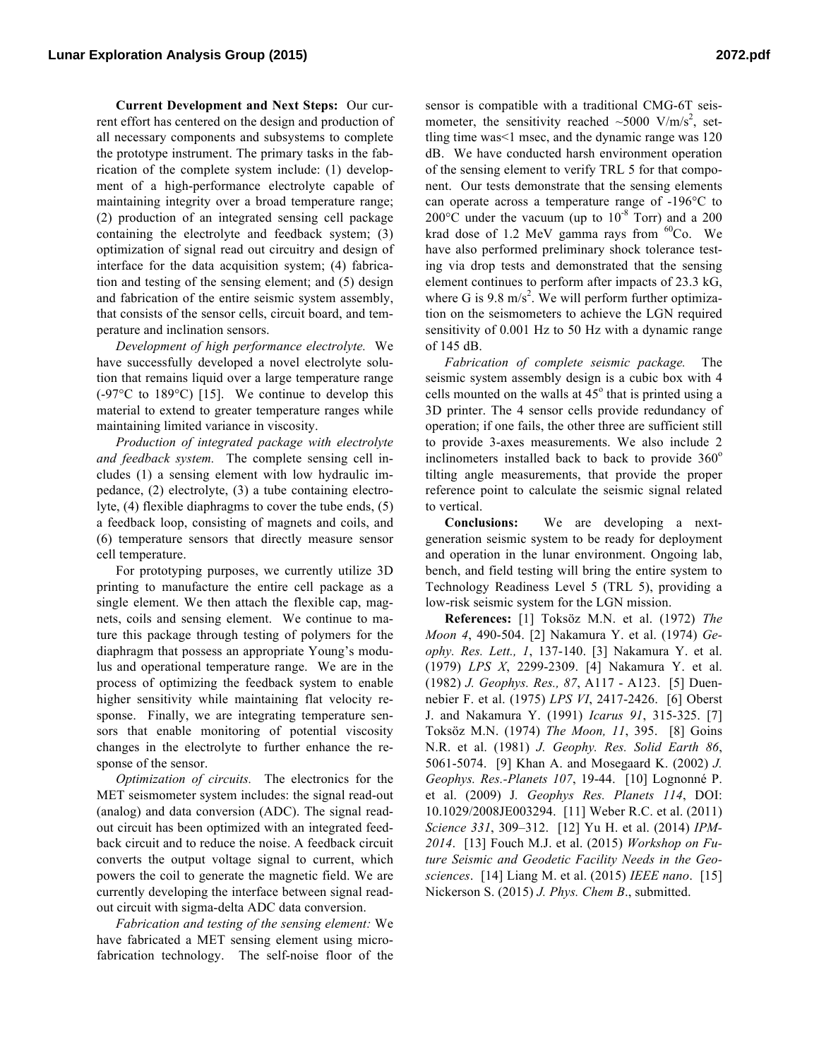**Current Development and Next Steps:** Our current effort has centered on the design and production of all necessary components and subsystems to complete the prototype instrument. The primary tasks in the fabrication of the complete system include: (1) development of a high-performance electrolyte capable of maintaining integrity over a broad temperature range; (2) production of an integrated sensing cell package containing the electrolyte and feedback system; (3) optimization of signal read out circuitry and design of interface for the data acquisition system; (4) fabrication and testing of the sensing element; and (5) design and fabrication of the entire seismic system assembly, that consists of the sensor cells, circuit board, and temperature and inclination sensors.

*Development of high performance electrolyte.* We have successfully developed a novel electrolyte solution that remains liquid over a large temperature range (-97°C to 189°C) [15]. We continue to develop this material to extend to greater temperature ranges while maintaining limited variance in viscosity.

*Production of integrated package with electrolyte and feedback system.* The complete sensing cell includes (1) a sensing element with low hydraulic impedance, (2) electrolyte, (3) a tube containing electrolyte, (4) flexible diaphragms to cover the tube ends, (5) a feedback loop, consisting of magnets and coils, and (6) temperature sensors that directly measure sensor cell temperature.

For prototyping purposes, we currently utilize 3D printing to manufacture the entire cell package as a single element. We then attach the flexible cap, magnets, coils and sensing element. We continue to mature this package through testing of polymers for the diaphragm that possess an appropriate Young's modulus and operational temperature range. We are in the process of optimizing the feedback system to enable higher sensitivity while maintaining flat velocity response. Finally, we are integrating temperature sensors that enable monitoring of potential viscosity changes in the electrolyte to further enhance the response of the sensor.

*Optimization of circuits.* The electronics for the MET seismometer system includes: the signal read-out (analog) and data conversion (ADC). The signal readout circuit has been optimized with an integrated feedback circuit and to reduce the noise. A feedback circuit converts the output voltage signal to current, which powers the coil to generate the magnetic field. We are currently developing the interface between signal readout circuit with sigma-delta ADC data conversion.

*Fabrication and testing of the sensing element:* We have fabricated a MET sensing element using microfabrication technology. The self-noise floor of the sensor is compatible with a traditional CMG-6T seismometer, the sensitivity reached ~5000 $V/m/s^2$, settling time was<1 msec, and the dynamic range was 120 dB. We have conducted harsh environment operation of the sensing element to verify TRL 5 for that component. Our tests demonstrate that the sensing elements can operate across a temperature range of -196°C to 200°C under the vacuum (up to $10^{-8}$ Torr) and a 200 krad dose of 1.2 MeV gamma rays from $^{60}Co$. We have also performed preliminary shock tolerance testing via drop tests and demonstrated that the sensing element continues to perform after impacts of 23.3 kG, where G is 9.8 $m/s^2$. We will perform further optimization on the seismometers to achieve the LGN required sensitivity of 0.001 Hz to 50 Hz with a dynamic range of 145 dB.

*Fabrication of complete seismic package.* The seismic system assembly design is a cubic box with 4 cells mounted on the walls at 45° that is printed using a 3D printer. The 4 sensor cells provide redundancy of operation; if one fails, the other three are sufficient still to provide 3-axes measurements. We also include 2 inclinometers installed back to back to provide 360° tilting angle measurements, that provide the proper reference point to calculate the seismic signal related to vertical.

**Conclusions:** We are developing a next-generation seismic system to be ready for deployment and operation in the lunar environment. Ongoing lab, bench, and field testing will bring the entire system to Technology Readiness Level 5 (TRL 5), providing a low-risk seismic system for the LGN mission.

**References:** [1] Toksöz M.N. et al. (1972) *The Moon 4*, 490-504. [2] Nakamura Y. et al. (1974) *Geophy. Res. Lett., 1*, 137-140. [3] Nakamura Y. et al. (1979) *LPS X*, 2299-2309. [4] Nakamura Y. et al. (1982) *J. Geophys. Res., 87*, A117 - A123. [5] Duennebier F. et al. (1975) *LPS VI*, 2417-2426. [6] Oberst J. and Nakamura Y. (1991) *Icarus 91*, 315-325. [7] Toksöz M.N. (1974) *The Moon, 11*, 395. [8] Goins N.R. et al. (1981) *J. Geophy. Res. Solid Earth 86*, 5061-5074. [9] Khan A. and Mosegaard K. (2002) *J. Geophys. Res.-Planets 107*, 19-44. [10] Lognonné P. et al. (2009) J*. Geophys Res. Planets 114*, DOI: 10.1029/2008JE003294. [11] Weber R.C. et al. (2011) *Science 331*, 309–312. [12] Yu H. et al. (2014) *IPM-2014*. [13] Fouch M.J. et al. (2015) *Workshop on Future Seismic and Geodetic Facility Needs in the Geosciences*. [14] Liang M. et al. (2015) *IEEE nano*. [15] Nickerson S. (2015) *J. Phys. Chem B*., submitted.